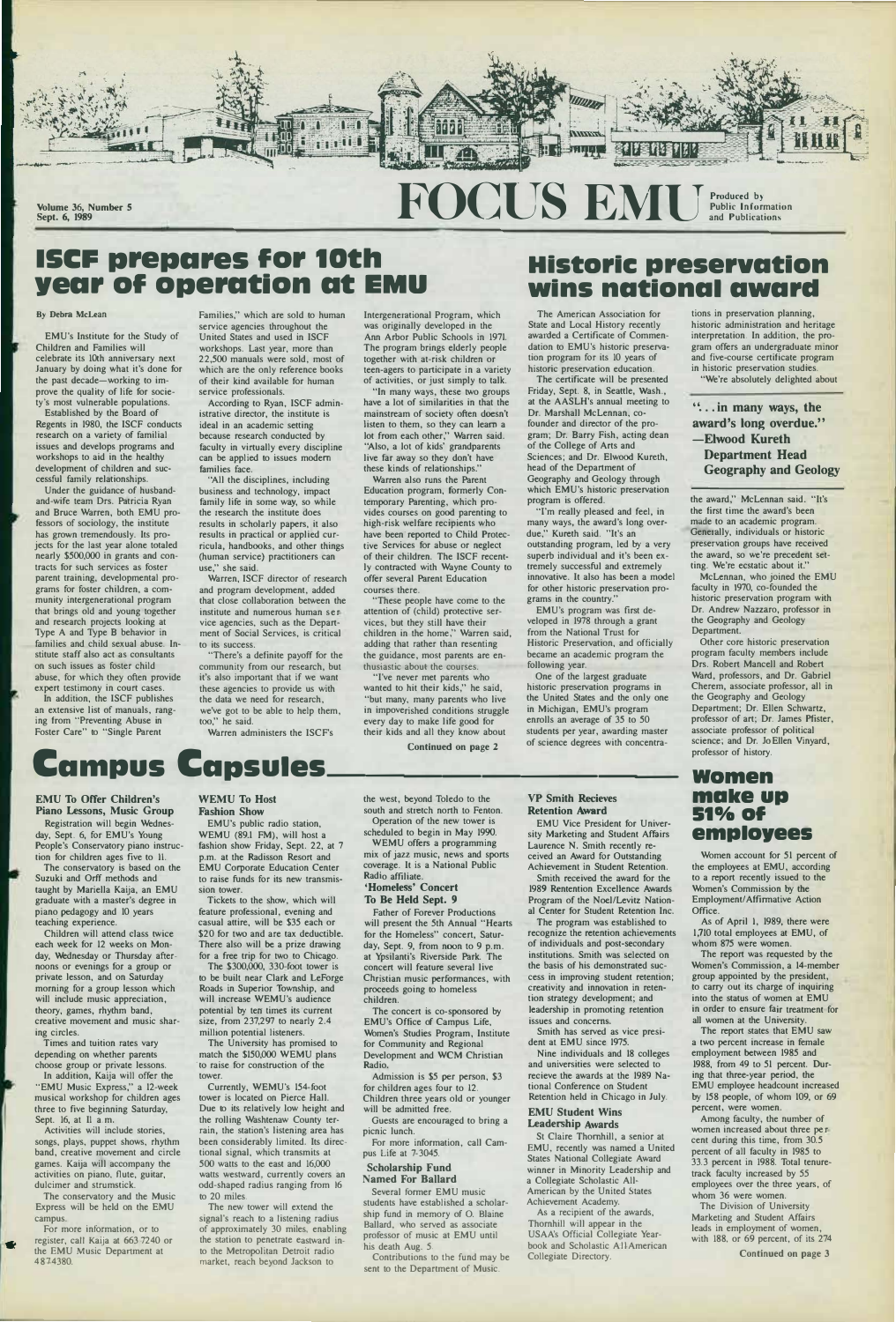# FOCUS EMU

Volume 36, Number 5
Sept. 6, 1989

Produced by Public Information and Publications

## ISCF prepares for 10th year of operation at EMU

By Debra McLean

EMU's Institute for the Study of Children and Families will celebrate its 10th anniversary next January by doing what it's done for the past decade—working to improve the quality of life for society's most vulnerable populations.

Established by the Board of Regents in 1980, the ISCF conducts research on a variety of familial issues and develops programs and workshops to aid in the healthy development of children and successful family relationships.

Under the guidance of husband-and-wife team Drs. Patricia Ryan and Bruce Warren, both EMU professors of sociology, the institute has grown tremendously. Its projects for the last year alone totaled nearly $500,000 in grants and contracts for such services as foster parent training, developmental programs for foster children, a community intergenerational program that brings old and young together and research projects looking at Type A and Type B behavior in families and child sexual abuse. Institute staff also act as consultants on such issues as foster child abuse, for which they often provide expert testimony in court cases.

In addition, the ISCF publishes an extensive list of manuals, ranging from "Preventing Abuse in Foster Care" to "Single Parent Families," which are sold to human service agencies throughout the United States and used in ISCF workshops. Last year, more than 22,500 manuals were sold, most of which are the only reference books of their kind available for human service professionals.

According to Ryan, ISCF administrative director, the institute is ideal in an academic setting because research conducted by faculty in virtually every discipline can be applied to issues modern families face.

"All the disciplines, including business and technology, impact family life in some way, so while the research the institute does results in scholarly papers, it also results in practical or applied curricula, handbooks, and other things (human service) practitioners can use," she said.

Warren, ISCF director of research and program development, added that close collaboration between the institute and numerous human service agencies, such as the Department of Social Services, is critical to its success.

"There's a definite payoff for the community from our research, but it's also important that if we want these agencies to provide us with the data we need for research, we've got to be able to help them, too," he said.

Warren administers the ISCF's Intergenerational Program, which was originally developed in the Ann Arbor Public Schools in 1971. The program brings elderly people together with at-risk children or teen-agers to participate in a variety of activities, or just simply to talk.

"In many ways, these two groups have a lot of similarities in that the mainstream of society often doesn't listen to them, so they can learn a lot from each other," Warren said. "Also, a lot of kids' grandparents live far away so they don't have these kinds of relationships."

Warren also runs the Parent Education program, formerly Contemporary Parenting, which provides courses on good parenting to high-risk welfare recipients who have been reported to Child Protective Services for abuse or neglect of their children. The ISCF recently contracted with Wayne County to offer several Parent Education courses there.

"These people have come to the attention of (child) protective services, but they still have their children in the home," Warren said, adding that rather than resenting the guidance, most parents are enthusiastic about the courses.

"I've never met parents who wanted to hit their kids," he said, "but many, many parents who live in impoverished conditions struggle every day to make life good for their kids and all they know about

Continued on page 2

## Historic preservation wins national award

The American Association for State and Local History recently awarded a Certificate of Commendation to EMU's historic preservation program for its 10 years of historic preservation education.

The certificate will be presented Friday, Sept. 8, in Seattle, Wash., at the AASLH's annual meeting to Dr. Marshall McLennan, co-founder and director of the program; Dr. Barry Fish, acting dean of the College of Arts and Sciences; and Dr. Elwood Kureth, head of the Department of Geography and Geology through which EMU's historic preservation program is offered.

"I'm really pleased and feel, in many ways, the award's long overdue," Kureth said. "It's an outstanding program, led by a very superb individual and it's been extremely successful and extremely innovative. It also has been a model for other historic preservation programs in the country."

EMU's program was first developed in 1978 through a grant from the National Trust for Historic Preservation, and officially became an academic program the following year.

One of the largest graduate historic preservation programs in the United States and the only one in Michigan, EMU's program enrolls an average of 35 to 50 students per year, awarding master of science degrees with concentrations in preservation planning, historic administration and heritage interpretation. In addition, the program offers an undergraduate minor and five-course certificate program in historic preservation studies.

"We're absolutely delighted about the award," McLennan said. "It's the first time the award's been made to an academic program. Generally, individuals or historic preservation groups have received the award, so we're precedent setting. We're ecstatic about it."

> **"...in many ways, the award's long overdue."**
> **—Elwood Kureth**
> **Department Head**
> **Geography and Geology**

McLennan, who joined the EMU faculty in 1970, co-founded the historic preservation program with Dr. Andrew Nazzaro, professor in the Geography and Geology Department.

Other core historic preservation program faculty members include Drs. Robert Mancell and Robert Ward, professors, and Dr. Gabriel Cherem, associate professor, all in the Geography and Geology Department; Dr. Ellen Schwartz, professor of art; Dr. James Pfister, associate professor of political science; and Dr. JoEllen Vinyard, professor of history.

## Campus Capsules

### EMU To Offer Children's Piano Lessons, Music Group

Registration will begin Wednesday, Sept. 6, for EMU's Young People's Conservatory piano instruction for children ages five to 11.

The conservatory is based on the Suzuki and Orff methods and taught by Mariella Kaija, an EMU graduate with a master's degree in piano pedagogy and 10 years teaching experience.

Children will attend class twice each week for 12 weeks on Monday, Wednesday or Thursday afternoons or evenings for a group or private lesson, and on Saturday morning for a group lesson which will include music appreciation, theory, games, rhythm band, creative movement and music sharing circles.

Times and tuition rates vary depending on whether parents choose group or private lessons.

In addition, Kaija will offer the "EMU Music Express," a 12-week musical workshop for children ages three to five beginning Saturday, Sept. 16, at 11 a.m.

Activities will include stories, songs, plays, puppet shows, rhythm band, creative movement and circle games. Kaija will accompany the activities on piano, flute, guitar, dulcimer and strumstick.

The conservatory and the Music Express will be held on the EMU campus.

For more information, or to register, call Kaija at 663-7240 or the EMU Music Department at 487-4380.

### WEMU To Host Fashion Show

EMU's public radio station, WEMU (89.1 FM), will host a fashion show Friday, Sept. 22, at 7 p.m. at the Radisson Resort and EMU Corporate Education Center to raise funds for its new transmission tower.

Tickets to the show, which will feature professional, evening and casual attire, will be $35 each or $20 for two and are tax deductible. There also will be a prize drawing for a free trip for two to Chicago.

The $300,000, 330-foot tower is to be built near Clark and LeForge Roads in Superior Township, and will increase WEMU's audience potential by ten times its current size, from 237,297 to nearly 2.4 million potential listeners.

The University has promised to match the $150,000 WEMU plans to raise for construction of the tower.

Currently, WEMU's 154-foot tower is located on Pierce Hall. Due to its relatively low height and the rolling Washtenaw County terrain, the station's listening area has been considerably limited. Its directional signal, which transmits at 500 watts to the east and 16,000 watts westward, currently covers an odd-shaped radius ranging from 16 to 20 miles.

The new tower will extend the signal's reach to a listening radius of approximately 30 miles, enabling the station to penetrate eastward into the Metropolitan Detroit radio market, reach beyond Jackson to the west, beyond Toledo to the south and stretch north to Fenton.

Operation of the new tower is scheduled to begin in May 1990.

WEMU offers a programming mix of jazz music, news and sports coverage. It is a National Public Radio affiliate.

### 'Homeless' Concert To Be Held Sept. 9

Father of Forever Productions will present the 5th Annual "Hearts for the Homeless" concert, Saturday, Sept. 9, from noon to 9 p.m. at Ypsilanti's Riverside Park. The concert will feature several live Christian music performances, with proceeds going to homeless children.

The concert is co-sponsored by EMU's Office of Campus Life, Women's Studies Program, Institute for Community and Regional Development and WCM Christian Radio.

Admission is $5 per person, $3 for children ages four to 12. Children three years old or younger will be admitted free.

Guests are encouraged to bring a picnic lunch.

For more information, call Campus Life at 7-3045.

### Scholarship Fund Named For Ballard

Several former EMU music students have established a scholarship fund in memory of O. Blaine Ballard, who served as associate professor of music at EMU until his death Aug. 5.

Contributions to the fund may be sent to the Department of Music.

### VP Smith Recieves Retention Award

EMU Vice President for University Marketing and Student Affairs Laurence N. Smith recently received an Award for Outstanding Achievement in Student Retention.

Smith received the award for the 1989 Rentention Excellence Awards Program of the Noel/Levitz National Center for Student Retention Inc.

The program was established to recognize the retention achievements of individuals and post-secondary institutions. Smith was selected on the basis of his demonstrated success in improving student retention; creativity and innovation in retention strategy development; and leadership in promoting retention issues and concerns.

Smith has served as vice president at EMU since 1975.

Nine individuals and 18 colleges and universities were selected to recieve the awards at the 1989 National Conference on Student Retention held in Chicago in July.

### EMU Student Wins Leadership Awards

St Claire Thornhill, a senior at EMU, recently was named a United States National Collegiate Award winner in Minority Leadership and a Collegiate Scholastic All-American by the United States Achievement Academy.

As a recipient of the awards, Thornhill will appear in the USAA's Official Collegiate Yearbook and Scholastic All-American Collegiate Directory.

## Women make up 51% of employees

Women account for 51 percent of the employees at EMU, according to a report recently issued to the Women's Commission by the Employment/Affirmative Action Office.

As of April 1, 1989, there were 1,710 total employees at EMU, of whom 875 were women.

The report was requested by the Women's Commission, a 14-member group appointed by the president, to carry out its charge of inquiring into the status of women at EMU in order to ensure fair treatment for all women at the University.

The report states that EMU saw a two percent increase in female employment between 1985 and 1988, from 49 to 51 percent. During that three-year period, the EMU employee headcount increased by 158 people, of whom 109, or 69 percent, were women.

Among faculty, the number of women increased about three percent during this time, from 30.5 percent of all faculty in 1985 to 33.3 percent in 1988. Total tenure-track faculty increased by 55 employees over the three years, of whom 36 were women.

The Division of University Marketing and Student Affairs leads in employment of women, with 188, or 69 percent, of its 274

Continued on page 3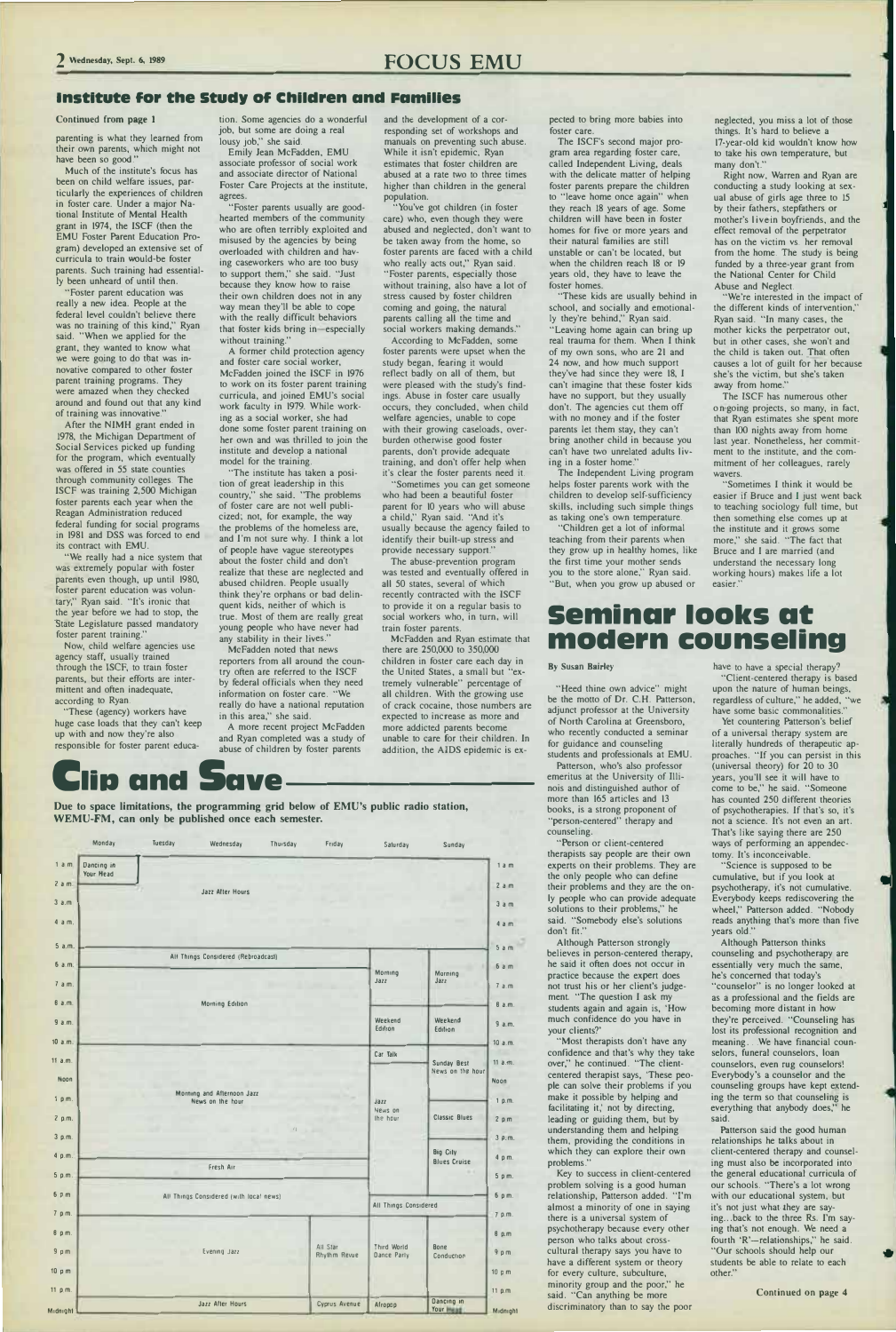## Institute for the Study of Children and Families

**Continued from page 1**

parenting is what they learned from their own parents, which might not have been so good."

Much of the institute's focus has been on child welfare issues, particularly the experiences of children in foster care. Under a major National Institute of Mental Health grant in 1974, the ISCF (then the EMU Foster Parent Education Program) developed an extensive set of curricula to train would-be foster parents. Such training had essentially been unheard of until then.

"Foster parent education was really a new idea. People at the federal level couldn't believe there was no training of this kind," Ryan said. "When we applied for the grant, they wanted to know what we were going to do that was innovative compared to other foster parent training programs. They were amazed when they checked around and found out that any kind of training was innovative."

After the NIMH grant ended in 1978, the Michigan Department of Social Services picked up funding for the program, which eventually was offered in 55 state counties through community colleges. The ISCF was training 2,500 Michigan foster parents each year when the Reagan Administration reduced federal funding for social programs in 1981 and DSS was forced to end its contract with EMU.

"We really had a nice system that was extremely popular with foster parents even though, up until 1980, foster parent education was voluntary," Ryan said. "It's ironic that the year before we had to stop, the State Legislature passed mandatory foster parent training."

Now, child welfare agencies use agency staff, usually trained through the ISCF, to train foster parents, but their efforts are intermittent and often inadequate, according to Ryan.

"These (agency) workers have huge case loads that they can't keep up with and now they're also responsible for foster parent education. Some agencies do a wonderful job, but some are doing a real lousy job," she said.

Emily Jean McFadden, EMU associate professor of social work and associate director of National Foster Care Projects at the institute, agrees.

"Foster parents usually are good-hearted members of the community who are often terribly exploited and misused by the agencies by being overloaded with children and having caseworkers who are too busy to support them," she said. "Just because they know how to raise their own children does not in any way mean they'll be able to cope with the really difficult behaviors that foster kids bring in—especially without training."

A former child protection agency and foster care social worker, McFadden joined the ISCF in 1976 to work on its foster parent training curricula, and joined EMU's social work faculty in 1979. While working as a social worker, she had done some foster parent training on her own and was thrilled to join the institute and develop a national model for the training.

"The institute has taken a position of great leadership in this country," she said. "The problems of foster care are not well publicized; not, for example, the way the problems of the homeless are, and I'm not sure why. I think a lot of people have vague stereotypes about the foster child and don't realize that these are neglected and abused children. People usually think they're orphans or bad delinquent kids, neither of which is true. Most of them are really great young people who have never had any stability in their lives."

McFadden noted that news reporters from all around the country often are referred to the ISCF by federal officials when they need information on foster care. "We really do have a national reputation in this area," she said.

A more recent project McFadden and Ryan completed was a study of abuse of children by foster parents and the development of a corresponding set of workshops and manuals on preventing such abuse. While it isn't epidemic, Ryan estimates that foster children are abused at a rate two to three times higher than children in the general population.

"You've got children (in foster care) who, even though they were abused and neglected, don't want to be taken away from the home, so foster parents are faced with a child who really acts out," Ryan said. "Foster parents, especially those without training, also have a lot of stress caused by foster children coming and going, the natural parents calling all the time and social workers making demands."

According to McFadden, some foster parents were upset when the study began, fearing it would reflect badly on all of them, but were pleased with the study's findings. Abuse in foster care usually occurs, they concluded, when child welfare agencies, unable to cope with their growing caseloads, overburden otherwise good foster parents, don't provide adequate training, and don't offer help when it's clear the foster parents need it.

"Sometimes you can get someone who had been a beautiful foster parent for 10 years who will abuse a child," Ryan said. "And it's usually because the agency failed to identify their built-up stress and provide necessary support."

The abuse-prevention program was tested and eventually offered in all 50 states, several of which recently contracted with the ISCF to provide it on a regular basis to social workers who, in turn, will train foster parents.

McFadden and Ryan estimate that there are 250,000 to 350,000 children in foster care each day in the United States, a small but "extremely vulnerable" percentage of all children. With the growing use of crack cocaine, those numbers are expected to increase as more and more addicted parents become unable to care for their children. In addition, the AIDS epidemic is expected to bring more babies into foster care.

The ISCF's second major program area regarding foster care, called Independent Living, deals with the delicate matter of helping foster parents prepare the children to "leave home once again" when they reach 18 years of age. Some children will have been in foster homes for five or more years and their natural families are still unstable or can't be located, but when the children reach 18 or 19 years old, they have to leave the foster homes.

"These kids are usually behind in school, and socially and emotionally they're behind," Ryan said. "Leaving home again can bring up real trauma for them. When I think of my own sons, who are 21 and 24 now, and how much support they've had since they were 18, I can't imagine that these foster kids have no support, but they usually don't. The agencies cut them off with no money and if the foster parents let them stay, they can't bring another child in because you can't have two unrelated adults living in a foster home."

The Independent Living program helps foster parents work with the children to develop self-sufficiency skills, including such simple things as taking one's own temperature.

"Children get a lot of informal teaching from their parents when they grow up in healthy homes, like the first time your mother sends you to the store alone," Ryan said. "But, when you grow up abused or neglected, you miss a lot of those things. It's hard to believe a 17-year-old kid wouldn't know how to take his own temperature, but many don't."

Right now, Warren and Ryan are conducting a study looking at sexual abuse of girls age three to 15 by their fathers, stepfathers or mother's live-in boyfriends, and the effect removal of the perpetrator has on the victim vs. her removal from the home. The study is being funded by a three-year grant from the National Center for Child Abuse and Neglect.

"We're interested in the impact of the different kinds of intervention," Ryan said. "In many cases, the mother kicks the perpetrator out, but in other cases, she won't and the child is taken out. That often causes a lot of guilt for her because she's the victim, but she's taken away from home."

The ISCF has numerous other on-going projects, so many, in fact, that Ryan estimates she spent more than 100 nights away from home last year. Nonetheless, her commitment to the institute, and the commitment of her colleagues, rarely wavers.

"Sometimes I think it would be easier if Bruce and I just went back to teaching sociology full time, but then something else comes up at the institute and it grows some more," she said. "The fact that Bruce and I are married (and understand the necessary long working hours) makes life a lot easier."

# Seminar looks at modern counseling

**By Susan Bairley**

"Heed thine own advice" might be the motto of Dr. C.H. Patterson, adjunct professor at the University of North Carolina at Greensboro, who recently conducted a seminar for guidance and counseling students and professionals at EMU.

Patterson, who's also professor emeritus at the University of Illinois and distinguished author of more than 165 articles and 13 books, is a strong proponent of "person-centered" therapy and counseling.

"Person or client-centered therapists say people are their own experts on their problems. They are the only people who can define their problems and they are the only people who can provide adequate solutions to their problems," he said. "Somebody else's solutions don't fit."

Although Patterson strongly believes in person-centered therapy, he said it often does not occur in practice because the expert does not trust his or her client's judgement. "The question I ask my students again and again is, 'How much confidence do you have in your clients?'

"Most therapists don't have any confidence and that's why they take over," he continued. "The client-centered therapist says, 'These people can solve their problems if you make it possible by helping and facilitating it,' not by directing, leading or guiding them, but by understanding them and helping them, providing the conditions in which they can explore their own problems."

Key to success in client-centered problem solving is a good human relationship, Patterson added. "I'm almost a minority of one in saying there is a universal system of psychotherapy because every other person who talks about cross-cultural therapy says you have to have a different system or theory for every culture, subculture, minority group and the poor," he said. "Can anything be more discriminatory than to say the poor have to have a special therapy?

"Client-centered therapy is based upon the nature of human beings, regardless of culture," he added, "we have some basic commonalities."

Yet countering Patterson's belief of a universal therapy system are literally hundreds of therapeutic approaches. "If you can persist in this (universal theory) for 20 to 30 years, you'll see it will have to come to be," he said. "Someone has counted 250 different theories of psychotherapies. If that's so, it's not a science. It's not even an art. That's like saying there are 250 ways of performing an appendectomy. It's inconceivable.

"Science is supposed to be cumulative, but if you look at psychotherapy, it's not cumulative. Everybody keeps rediscovering the wheel," Patterson added. "Nobody reads anything that's more than five years old."

Although Patterson thinks counseling and psychotherapy are essentially very much the same, he's concerned that today's "counselor" is no longer looked at as a professional and the fields are becoming more distant in how they're perceived. "Counseling has lost its professional recognition and meaning. We have financial counselors, funeral counselors, loan counselors, even rug counselors! Everybody's a counselor and the counseling groups have kept extending the term so that counseling is everything that anybody does," he said.

Patterson said the good human relationships he talks about in client-centered therapy and counseling must also be incorporated into the general educational curricula of our schools. "There's a lot wrong with our educational system, but it's not just what they are saying...back to the three Rs. I'm saying that's not enough. We need a fourth 'R'—relationships," he said. "Our schools should help our students be able to relate to each other."

**Continued on page 4**

# Clip and Save

**Due to space limitations, the programming grid below of EMU's public radio station, WEMU-FM, can only be published once each semester.**

| | Monday | Tuesday | Wednesday | Thursday | Friday | Saturday | Sunday |
|---|---|---|---|---|---|---|---|
| 1 a.m. | Dancing in Your Head | Jazz After Hours | Jazz After Hours | Jazz After Hours | Jazz After Hours | Jazz After Hours | Jazz After Hours |
| 2 a.m. | Jazz After Hours | Jazz After Hours | Jazz After Hours | Jazz After Hours | Jazz After Hours | Jazz After Hours | Jazz After Hours |
| 3 a.m. | Jazz After Hours | Jazz After Hours | Jazz After Hours | Jazz After Hours | Jazz After Hours | Jazz After Hours | Jazz After Hours |
| 4 a.m. | Jazz After Hours | Jazz After Hours | Jazz After Hours | Jazz After Hours | Jazz After Hours | Jazz After Hours | Jazz After Hours |
| 5 a.m. | All Things Considered (Rebroadcast) | All Things Considered (Rebroadcast) | All Things Considered (Rebroadcast) | All Things Considered (Rebroadcast) | All Things Considered (Rebroadcast) | All Things Considered (Rebroadcast) | All Things Considered (Rebroadcast) |
| 6 a.m. | Morning Edition | Morning Edition | Morning Edition | Morning Edition | Morning Edition | Morning Jazz | Morning Jazz |
| 7 a.m. | Morning Edition | Morning Edition | Morning Edition | Morning Edition | Morning Edition | Morning Jazz | Morning Jazz |
| 8 a.m. | Morning Edition | Morning Edition | Morning Edition | Morning Edition | Morning Edition | Weekend Edition | Weekend Edition |
| 9 a.m. | Morning Edition | Morning Edition | Morning Edition | Morning Edition | Morning Edition | Weekend Edition | Weekend Edition |
| 10 a.m. | Morning and Afternoon Jazz News on the hour | Morning and Afternoon Jazz News on the hour | Morning and Afternoon Jazz News on the hour | Morning and Afternoon Jazz News on the hour | Morning and Afternoon Jazz News on the hour | Car Talk | Sunday Best News on the hour |
| 11 a.m. | Morning and Afternoon Jazz News on the hour | Morning and Afternoon Jazz News on the hour | Morning and Afternoon Jazz News on the hour | Morning and Afternoon Jazz News on the hour | Morning and Afternoon Jazz News on the hour | Jazz News on the hour | Sunday Best News on the hour |
| Noon | Morning and Afternoon Jazz News on the hour | Morning and Afternoon Jazz News on the hour | Morning and Afternoon Jazz News on the hour | Morning and Afternoon Jazz News on the hour | Morning and Afternoon Jazz News on the hour | Jazz News on the hour | Classic Blues |
| 1 p.m. | Morning and Afternoon Jazz News on the hour | Morning and Afternoon Jazz News on the hour | Morning and Afternoon Jazz News on the hour | Morning and Afternoon Jazz News on the hour | Morning and Afternoon Jazz News on the hour | Jazz News on the hour | Classic Blues |
| 2 p.m. | Morning and Afternoon Jazz News on the hour | Morning and Afternoon Jazz News on the hour | Morning and Afternoon Jazz News on the hour | Morning and Afternoon Jazz News on the hour | Morning and Afternoon Jazz News on the hour | Jazz News on the hour | Classic Blues |
| 3 p.m. | Morning and Afternoon Jazz News on the hour | Morning and Afternoon Jazz News on the hour | Morning and Afternoon Jazz News on the hour | Morning and Afternoon Jazz News on the hour | Morning and Afternoon Jazz News on the hour | Jazz News on the hour | Big City Blues Cruise |
| 4 p.m. | Fresh Air | Fresh Air | Fresh Air | Fresh Air | Fresh Air | Jazz News on the hour | Big City Blues Cruise |
| 5 p.m. | All Things Considered (with local news) | All Things Considered (with local news) | All Things Considered (with local news) | All Things Considered (with local news) | All Things Considered (with local news) | Jazz News on the hour | Jazz News on the hour |
| 6 p.m. | All Things Considered (with local news) | All Things Considered (with local news) | All Things Considered (with local news) | All Things Considered (with local news) | All Things Considered (with local news) | All Things Considered | All Things Considered |
| 7 p.m. | Evening Jazz | Evening Jazz | Evening Jazz | Evening Jazz | All Star Rhythm Revue | Third World Dance Party | Bone Conduction |
| 8 p.m. | Evening Jazz | Evening Jazz | Evening Jazz | Evening Jazz | All Star Rhythm Revue | Third World Dance Party | Bone Conduction |
| 9 p.m. | Evening Jazz | Evening Jazz | Evening Jazz | Evening Jazz | All Star Rhythm Revue | Third World Dance Party | Bone Conduction |
| 10 p.m. | Evening Jazz | Evening Jazz | Evening Jazz | Evening Jazz | All Star Rhythm Revue | Third World Dance Party | Bone Conduction |
| 11 p.m. | Jazz After Hours | Jazz After Hours | Jazz After Hours | Jazz After Hours | Cyprus Avenue | Afropop | Dancing in Your Head |
| Midnight | Jazz After Hours | Jazz After Hours | Jazz After Hours | Jazz After Hours | Cyprus Avenue | Afropop | Dancing in Your Head |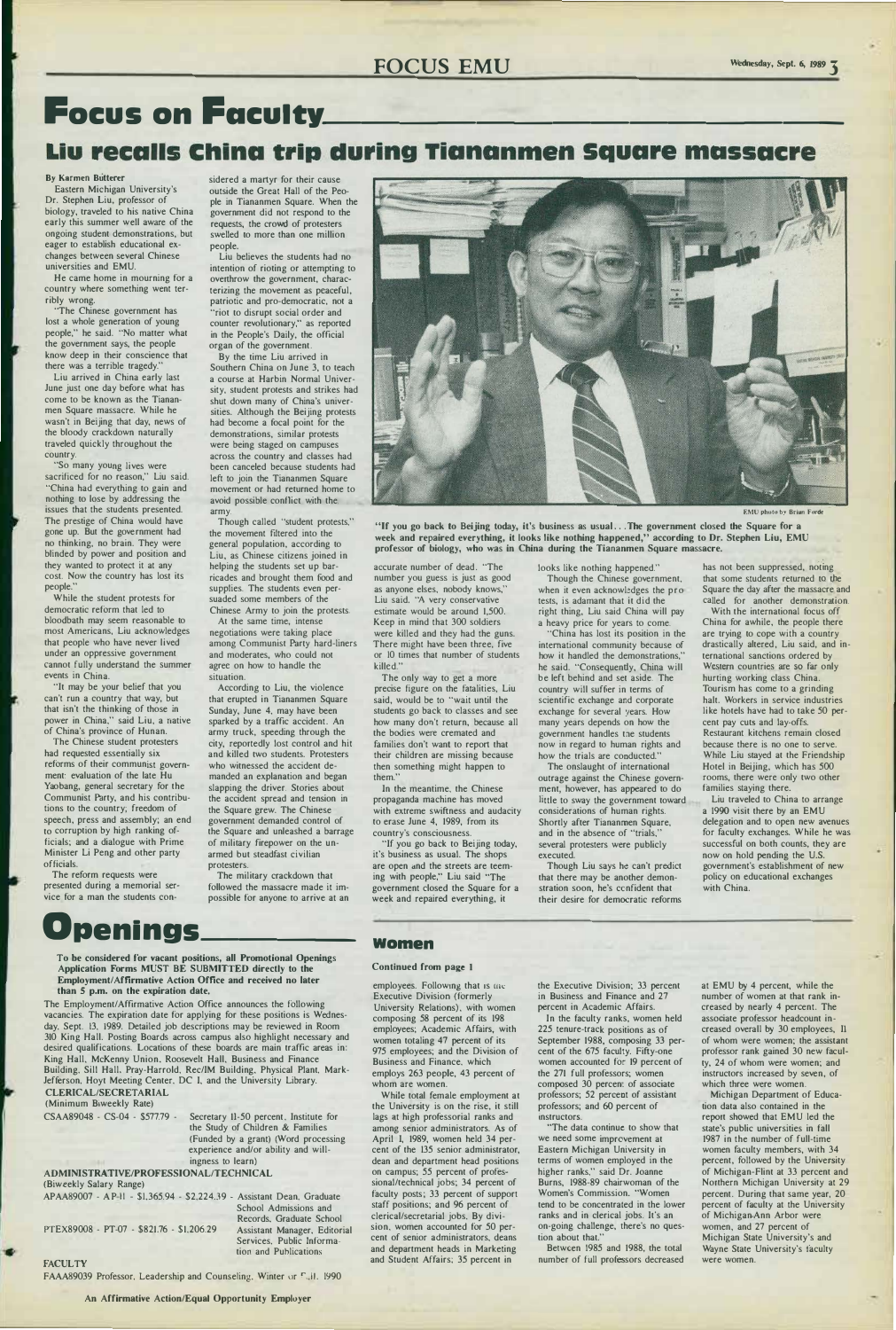# Focus on Faculty

## Liu recalls China trip during Tiananmen Square massacre

**By Karmen Butterer**

Eastern Michigan University's Dr. Stephen Liu, professor of biology, traveled to his native China early this summer well aware of the ongoing student demonstrations, but eager to establish educational exchanges between several Chinese universities and EMU.

He came home in mourning for a country where something went terribly wrong.

"The Chinese government has lost a whole generation of young people," he said. "No matter what the government says, the people know deep in their conscience that there was a terrible tragedy."

Liu arrived in China early last June just one day before what has come to be known as the Tiananmen Square massacre. While he wasn't in Beijing that day, news of the bloody crackdown naturally traveled quickly throughout the country.

"So many young lives were sacrificed for no reason," Liu said. "China had everything to gain and nothing to lose by addressing the issues that the students presented. The prestige of China would have gone up. But the government had no thinking, no brain. They were blinded by power and position and they wanted to protect it at any cost. Now the country has lost its people."

While the student protests for democratic reform that led to bloodbath may seem reasonable to most Americans, Liu acknowledges that people who have never lived under an oppressive government cannot fully understand the summer events in China.

"It may be your belief that you can't run a country that way, but that isn't the thinking of those in power in China," said Liu, a native of China's province of Hunan.

The Chinese student protesters had requested essentially six reforms of their communist government: evaluation of the late Hu Yaobang, general secretary for the Communist Party, and his contributions to the country; freedom of speech, press and assembly; an end to corruption by high ranking officials; and a dialogue with Prime Minister Li Peng and other party officials.

The reform requests were presented during a memorial service for a man the students considered a martyr for their cause outside the Great Hall of the People in Tiananmen Square. When the government did not respond to the requests, the crowd of protesters swelled to more than one million people.

Liu believes the students had no intention of rioting or attempting to overthrow the government, characterizing the movement as peaceful, patriotic and pro-democratic, not a "riot to disrupt social order and counter revolutionary," as reported in the People's Daily, the official organ of the government.

By the time Liu arrived in Southern China on June 3, to teach a course at Harbin Normal University, student protests and strikes had shut down many of China's universities. Although the Beijing protests had become a focal point for the demonstrations, similar protests were being staged on campuses across the country and classes had been canceled because students had left to join the Tiananmen Square movement or had returned home to avoid possible conflict with the army.

Though called "student protests," the movement filtered into the general population, according to Liu, as Chinese citizens joined in helping the students set up barricades and brought them food and supplies. The students even persuaded some members of the Chinese Army to join the protests.

At the same time, intense negotiations were taking place among Communist Party hard-liners and moderates, who could not agree on how to handle the situation.

According to Liu, the violence that erupted in Tiananmen Square Sunday, June 4, may have been sparked by a traffic accident. An army truck, speeding through the city, reportedly lost control and hit and killed two students. Protesters who witnessed the accident demanded an explanation and began slapping the driver. Stories about the accident spread and tension in the Square grew. The Chinese government demanded control of the Square and unleashed a barrage of military firepower on the unarmed but steadfast civilian protesters.

The military crackdown that followed the massacre made it impossible for anyone to arrive at an accurate number of dead. "The number you guess is just as good as anyone elses, nobody knows," Liu said. "A very conservative estimate would be around 1,500. Keep in mind that 300 soldiers were killed and they had the guns. There might have been three, five or 10 times that number of students killed."

The only way to get a more precise figure on the fatalities, Liu said, would be to "wait until the students go back to classes and see how many don't return, because all the bodies were cremated and families don't want to report that their children are missing because then something might happen to them."

In the meantime, the Chinese propaganda machine has moved with extreme swiftness and audacity to erase June 4, 1989, from its country's consciousness.

"If you go back to Beijing today, it's business as usual. The shops are open and the streets are teeming with people," Liu said. "The government closed the Square for a week and repaired everything, it looks like nothing happened."

Though the Chinese government, when it even acknowledges the protests, is adamant that it did the right thing, Liu said China will pay a heavy price for years to come.

"China has lost its position in the international community because of how it handled the demonstrations," he said. "Consequently, China will be left behind and set aside. The country will suffer in terms of scientific exchange and corporate exchange for several years. How many years depends on how the government handles the students now in regard to human rights and how the trials are conducted."

The onslaught of international outrage against the Chinese government, however, has appeared to do little to sway the government toward considerations of human rights. Shortly after Tiananmen Square, and in the absence of "trials," several protesters were publicly executed.

Though Liu says he can't predict that there may be another demonstration soon, he's confident that their desire for democratic reforms has not been suppressed, noting that some students returned to the Square the day after the massacre and called for another demonstration.

With the international focus off China for awhile, the people there are trying to cope with a country drastically altered, Liu said, and international sanctions ordered by Western countries are so far only hurting working class China. Tourism has come to a grinding halt. Workers in service industries like hotels have had to take 50 percent pay cuts and lay-offs. Restaurant kitchens remain closed because there is no one to serve. While Liu stayed at the Friendship Hotel in Beijing, which has 500 rooms, there were only two other families staying there.

Liu traveled to China to arrange a 1990 visit there by an EMU delegation and to open new avenues for faculty exchanges. While he was successful on both counts, they are now on hold pending the U.S. government's establishment of new policy on educational exchanges with China.

EMU photo by Brian Forde

"If you go back to Beijing today, it's business as usual...The government closed the Square for a week and repaired everything, it looks like nothing happened," according to Dr. Stephen Liu, EMU professor of biology, who was in China during the Tiananmen Square massacre.

# Openings

**To be considered for vacant positions, all Promotional Openings Application Forms MUST BE SUBMITTED directly to the Employment/Affirmative Action Office and received no later than 5 p.m. on the expiration date.**

The Employment/Affirmative Action Office announces the following vacancies. The expiration date for applying for these positions is Wednesday, Sept. 13, 1989. Detailed job descriptions may be reviewed in Room 310 King Hall. Posting Boards across campus also highlight necessary and desired qualifications. Locations of these boards are main traffic areas in: King Hall, McKenny Union, Roosevelt Hall, Business and Finance Building, Sill Hall, Pray-Harrold, Rec/IM Building, Physical Plant, Mark-Jefferson, Hoyt Meeting Center, DC 1, and the University Library.

**CLERICAL/SECRETARIAL**
(Minimum Biweekly Rate)

CSAA89048 - CS-04 - $577.79 - Secretary II-50 percent, Institute for the Study of Children & Families (Funded by a grant) (Word processing experience and/or ability and willingness to learn)

**ADMINISTRATIVE/PROFESSIONAL/TECHNICAL**
(Biweekly Salary Range)

APAA89007 - AP-11 - $1,365.94 - $2,224.39 - Assistant Dean, Graduate School Admissions and Records, Graduate School

PTEX89008 - PT-07 - $821.76 - $1,206.29 Assistant Manager, Editorial Services, Public Information and Publications

**FACULTY**

FAAA89039 Professor, Leadership and Counseling. Winter or Fall 1990

An Affirmative Action/Equal Opportunity Employer

## Women

**Continued from page 1**

employees. Following that is the Executive Division (formerly University Relations), with women composing 58 percent of its 198 employees; Academic Affairs, with women totaling 47 percent of its 975 employees; and the Division of Business and Finance, which employs 263 people, 43 percent of whom are women.

While total female employment at the University is on the rise, it still lags at high professorial ranks and among senior administrators. As of April 1, 1989, women held 34 percent of the 135 senior administrator, dean and department head positions on campus; 55 percent of professional/technical jobs; 34 percent of faculty posts; 33 percent of support staff positions; and 96 percent of clerical/secretarial jobs. By division, women accounted for 50 percent of senior administrators, deans and department heads in Marketing and Student Affairs; 35 percent in the Executive Division; 33 percent in Business and Finance and 27 percent in Academic Affairs.

In the faculty ranks, women held 225 tenure-track positions as of September 1988, composing 33 percent of the 675 faculty. Fifty-one women accounted for 19 percent of the 271 full professors; women composed 30 percent of associate professors; 52 percent of assistant professors; and 60 percent of instructors.

"The data continue to show that we need some improvement at Eastern Michigan University in terms of women employed in the higher ranks," said Dr. Joanne Burns, 1988-89 chairwoman of the Women's Commission. "Women tend to be concentrated in the lower ranks and in clerical jobs. It's an on-going challenge, there's no question about that."

Between 1985 and 1988, the total number of full professors decreased at EMU by 4 percent, while the number of women at that rank increased by nearly 4 percent. The associate professor headcount increased overall by 30 employees, 11 of whom were women; the assistant professor rank gained 30 new faculty, 24 of whom were women; and instructors increased by seven, of which three were women.

Michigan Department of Education data also contained in the report showed that EMU led the state's public universities in fall 1987 in the number of full-time women faculty members, with 34 percent, followed by the University of Michigan-Flint at 33 percent and Northern Michigan University at 29 percent. During that same year, 20 percent of faculty at the University of Michigan-Ann Arbor were women, and 27 percent of Michigan State University's and Wayne State University's faculty were women.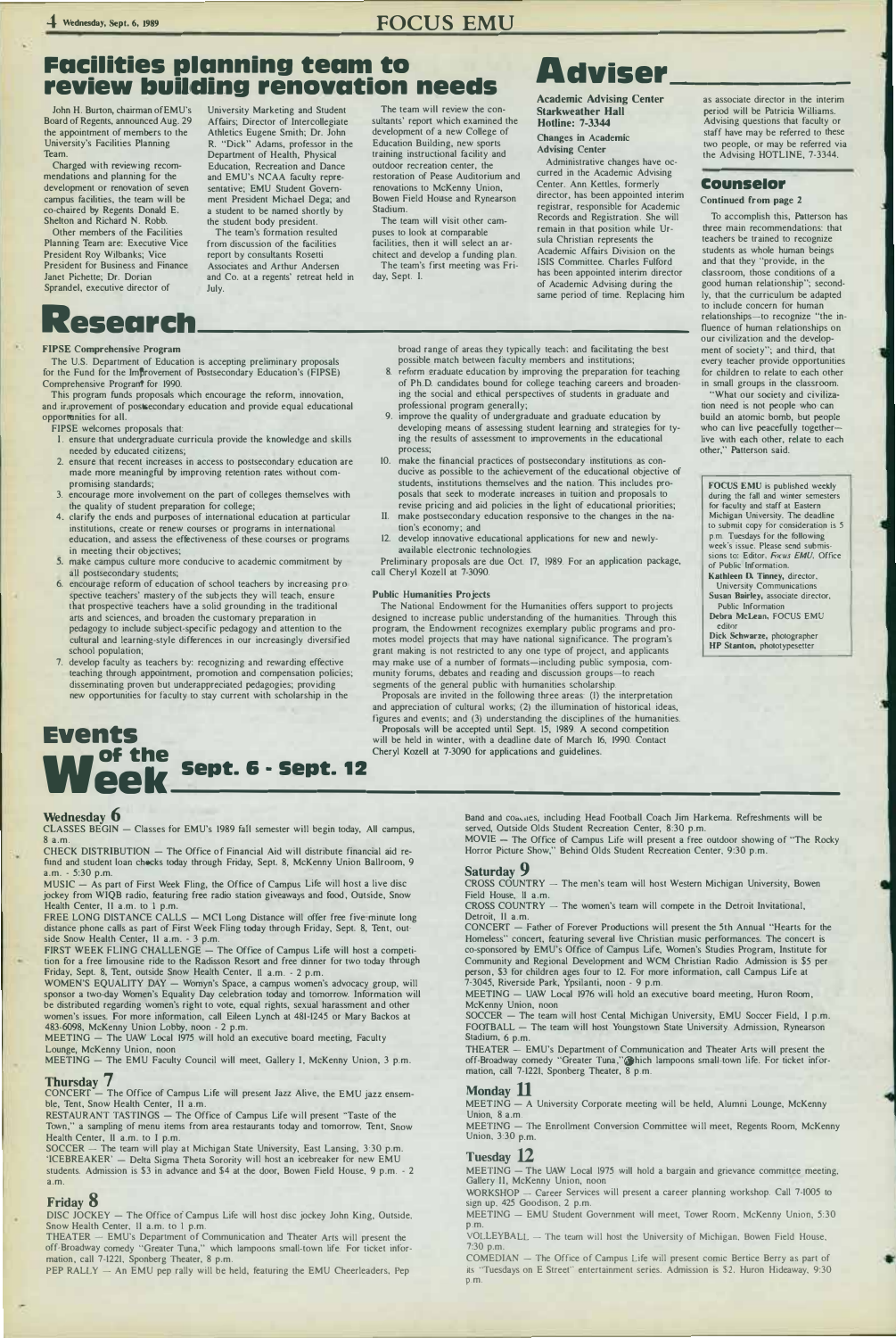# Facilities planning team to review building renovation needs

John H. Burton, chairman of EMU's Board of Regents, announced Aug. 29 the appointment of members to the University's Facilities Planning Team.

Charged with reviewing recommendations and planning for the development or renovation of seven campus facilities, the team will be co-chaired by Regents Donald E. Shelton and Richard N. Robb.

Other members of the Facilities Planning Team are: Executive Vice President Roy Wilbanks; Vice President for Business and Finance Janet Pichette; Dr. Dorian Sprandel, executive director of University Marketing and Student Affairs; Director of Intercollegiate Athletics Eugene Smith; Dr. John R. "Dick" Adams, professor in the Department of Health, Physical Education, Recreation and Dance and EMU's NCAA faculty representative; EMU Student Government President Michael Dega; and a student to be named shortly by the student body president.

The team's formation resulted from discussion of the facilities report by consultants Rosetti Associates and Arthur Andersen and Co. at a regents' retreat held in July.

The team will review the consultants' report which examined the development of a new College of Education Building, new sports training instructional facility and outdoor recreation center, the restoration of Pease Auditorium and renovations to McKenny Union, Bowen Field House and Rynearson Stadium.

The team will visit other campuses to look at comparable facilities, then it will select an architect and develop a funding plan.

The team's first meeting was Friday, Sept. 1.

# Adviser

**Academic Advising Center**
**Starkweather Hall**
**Hotline: 7-3344**

**Changes in Academic Advising Center**

Administrative changes have occurred in the Academic Advising Center. Ann Kettles, formerly director, has been appointed interim registrar, responsible for Academic Records and Registration. She will remain in that position while Ursula Christian represents the Academic Affairs Division on the ISIS Committee. Charles Fulford has been appointed interim director of Academic Advising during the same period of time. Replacing him as associate director in the interim period will be Patricia Williams. Advising questions that faculty or staff have may be referred to these two people, or may be referred via the Advising HOTLINE, 7-3344.

## Counselor

**Continued from page 2**

To accomplish this, Patterson has three main recommendations: that teachers be trained to recognize students as whole human beings and that they "provide, in the classroom, those conditions of a good human relationship"; secondly, that the curriculum be adapted to include concern for human relationships—to recognize "the influence of human relationships on our civilization and the development of society"; and third, that every teacher provide opportunities for children to relate to each other in small groups in the classroom.

"What our society and civilization need is not people who can build an atomic bomb, but people who can live peacefully together—live with each other, relate to each other," Patterson said.

**FOCUS EMU** is published weekly during the fall and winter semesters for faculty and staff at Eastern Michigan University. The deadline to submit copy for consideration is 5 p.m. Tuesdays for the following week's issue. Please send submissions to: Editor, *Focus EMU*, Office of Public Information.

**Kathleen D. Tinney**, director, University Communications
**Susan Bairley**, associate director, Public Information
**Debra McLean**, FOCUS EMU editor
**Dick Schwarze**, photographer
**HP Stanton**, phototypesetter

# Research

**FIPSE Comprehensive Program**

The U.S. Department of Education is accepting preliminary proposals for the Fund for the Improvement of Postsecondary Education's (FIPSE) Comprehensive Program for 1990.

This program funds proposals which encourage the reform, innovation, and improvement of postsecondary education and provide equal educational opportunities for all.

FIPSE welcomes proposals that:

1. ensure that undergraduate curricula provide the knowledge and skills needed by educated citizens;
2. ensure that recent increases in access to postsecondary education are made more meaningful by improving retention rates without compromising standards;
3. encourage more involvement on the part of colleges themselves with the quality of student preparation for college;
4. clarify the ends and purposes of international education at particular institutions, create or renew courses or programs in international education, and assess the effectiveness of these courses or programs in meeting their objectives;
5. make campus culture more conducive to academic commitment by all postsecondary students;
6. encourage reform of education of school teachers by increasing prospective teachers' mastery of the subjects they will teach, ensure that prospective teachers have a solid grounding in the traditional arts and sciences, and broaden the customary preparation in pedagogy to include subject-specific pedagogy and attention to the cultural and learning-style differences in our increasingly diversified school population;
7. develop faculty as teachers by: recognizing and rewarding effective teaching through appointment, promotion and compensation policies; disseminating proven but underappreciated pedagogies; providing new opportunities for faculty to stay current with scholarship in the broad range of areas they typically teach; and facilitating the best possible match between faculty members and institutions;
8. reform graduate education by improving the preparation for teaching of Ph.D. candidates bound for college teaching careers and broadening the social and ethical perspectives of students in graduate and professional program generally;
9. improve the quality of undergraduate and graduate education by developing means of assessing student learning and strategies for tying the results of assessment to improvements in the educational process;
10. make the financial practices of postsecondary institutions as conducive as possible to the achievement of the educational objective of students, institutions themselves and the nation. This includes proposals that seek to moderate increases in tuition and proposals to revise pricing and aid policies in the light of educational priorities;
11. make postsecondary education responsive to the changes in the nation's economy; and
12. develop innovative educational applications for new and newly-available electronic technologies.

Preliminary proposals are due Oct. 17, 1989. For an application package, call Cheryl Kozell at 7-3090.

**Public Humanities Projects**

The National Endowment for the Humanities offers support to projects designed to increase public understanding of the humanities. Through this program, the Endowment recognizes exemplary public programs and promotes model projects that may have national significance. The program's grant making is not restricted to any one type of project, and applicants may make use of a number of formats—including public symposia, community forums, debates and reading and discussion groups—to reach segments of the general public with humanities scholarship.

Proposals are invited in the following three areas: (1) the interpretation and appreciation of cultural works; (2) the illumination of historical ideas, figures and events; and (3) understanding the disciplines of the humanities.

Proposals will be accepted until Sept. 15, 1989. A second competition will be held in winter, with a deadline date of March 16, 1990. Contact Cheryl Kozell at 7-3090 for applications and guidelines.

# Events of the Week Sept. 6 - Sept. 12

## Wednesday 6

CLASSES BEGIN — Classes for EMU's 1989 fall semester will begin today, All campus, 8 a.m.

CHECK DISTRIBUTION — The Office of Financial Aid will distribute financial aid refund and student loan checks today through Friday, Sept. 8, McKenny Union Ballroom, 9 a.m. - 5:30 p.m.

MUSIC — As part of First Week Fling, the Office of Campus Life will host a live disc jockey from WIQB radio, featuring free radio station giveaways and food, Outside, Snow Health Center, 11 a.m. to 1 p.m.

FREE LONG DISTANCE CALLS — MCI Long Distance will offer free five-minute long distance phone calls as part of First Week Fling today through Friday, Sept. 8, Tent, outside Snow Health Center, 11 a.m. - 3 p.m.

FIRST WEEK FLING CHALLENGE — The Office of Campus Life will host a competition for a free limousine ride to the Radisson Resort and free dinner for two today through Friday, Sept. 8, Tent, outside Snow Health Center, 11 a.m. - 2 p.m.

WOMEN'S EQUALITY DAY — Womyn's Space, a campus women's advocacy group, will sponsor a two-day Women's Equality Day celebration today and tomorrow. Information will be distributed regarding women's right to vote, equal rights, sexual harassment and other women's issues. For more information, call Eileen Lynch at 481-1245 or Mary Backos at 483-6098, McKenny Union Lobby, noon - 2 p.m.

MEETING — The UAW Local 1975 will hold an executive board meeting, Faculty Lounge, McKenny Union, noon

MEETING — The EMU Faculty Council will meet, Gallery I, McKenny Union, 3 p.m.

## Thursday 7

CONCERT — The Office of Campus Life will present Jazz Alive, the EMU jazz ensemble, Tent, Snow Health Center, 11 a.m.

RESTAURANT TASTINGS — The Office of Campus Life will present "Taste of the Town," a sampling of menu items from area restaurants today and tomorrow, Tent, Snow Health Center, 11 a.m. to 1 p.m.

SOCCER — The team will play at Michigan State University, East Lansing, 3:30 p.m.

'ICEBREAKER' — Delta Sigma Theta Sorority will host an icebreaker for new EMU students. Admission is $3 in advance and $4 at the door, Bowen Field House, 9 p.m. - 2 a.m.

## Friday 8

DISC JOCKEY — The Office of Campus Life will host disc jockey John King, Outside, Snow Health Center, 11 a.m. to 1 p.m.

THEATER — EMU's Department of Communication and Theater Arts will present the off-Broadway comedy "Greater Tuna," which lampoons small-town life. For ticket information, call 7-1221, Sponberg Theater, 8 p.m.

PEP RALLY — An EMU pep rally will be held, featuring the EMU Cheerleaders, Pep Band and coaches, including Head Football Coach Jim Harkema. Refreshments will be served, Outside Olds Student Recreation Center, 8:30 p.m.

MOVIE — The Office of Campus Life will present a free outdoor showing of "The Rocky Horror Picture Show," Behind Olds Student Recreation Center, 9:30 p.m.

## Saturday 9

CROSS COUNTRY — The men's team will host Western Michigan University, Bowen Field House, 11 a.m.

CROSS COUNTRY — The women's team will compete in the Detroit Invitational, Detroit, 11 a.m.

CONCERT — Father of Forever Productions will present the 5th Annual "Hearts for the Homeless" concert, featuring several live Christian music performances. The concert is co-sponsored by EMU's Office of Campus Life, Women's Studies Program, Institute for Community and Regional Development and WCM Christian Radio. Admission is $5 per person, $3 for children ages four to 12. For more information, call Campus Life at 7-3045, Riverside Park, Ypsilanti, noon - 9 p.m.

MEETING — UAW Local 1976 will hold an executive board meeting, Huron Room, McKenny Union, noon

SOCCER — The team will host Cental Michigan University, EMU Soccer Field, 1 p.m.

FOOTBALL — The team will host Youngstown State University. Admission, Rynearson Stadium, 6 p.m.

THEATER — EMU's Department of Communication and Theater Arts will present the off-Broadway comedy "Greater Tuna," which lampoons small-town life. For ticket information, call 7-1221, Sponberg Theater, 8 p.m.

## Monday 11

MEETING — A University Corporate meeting will be held, Alumni Lounge, McKenny Union, 8 a.m.

MEETING — The Enrollment Conversion Committee will meet, Regents Room, McKenny Union, 3:30 p.m.

## Tuesday 12

MEETING — The UAW Local 1975 will hold a bargain and grievance committee meeting, Gallery II, McKenny Union, noon

WORKSHOP — Career Services will present a career planning workshop. Call 7-1005 to sign up, 425 Goodison, 2 p.m.

MEETING — EMU Student Government will meet, Tower Room, McKenny Union, 5:30 p.m.

VOLLEYBALL — The team will host the University of Michigan, Bowen Field House, 7:30 p.m.

COMEDIAN — The Office of Campus Life will present comic Bertice Berry as part of its "Tuesdays on E Street" entertainment series. Admission is $2, Huron Hideaway, 9:30 p.m.